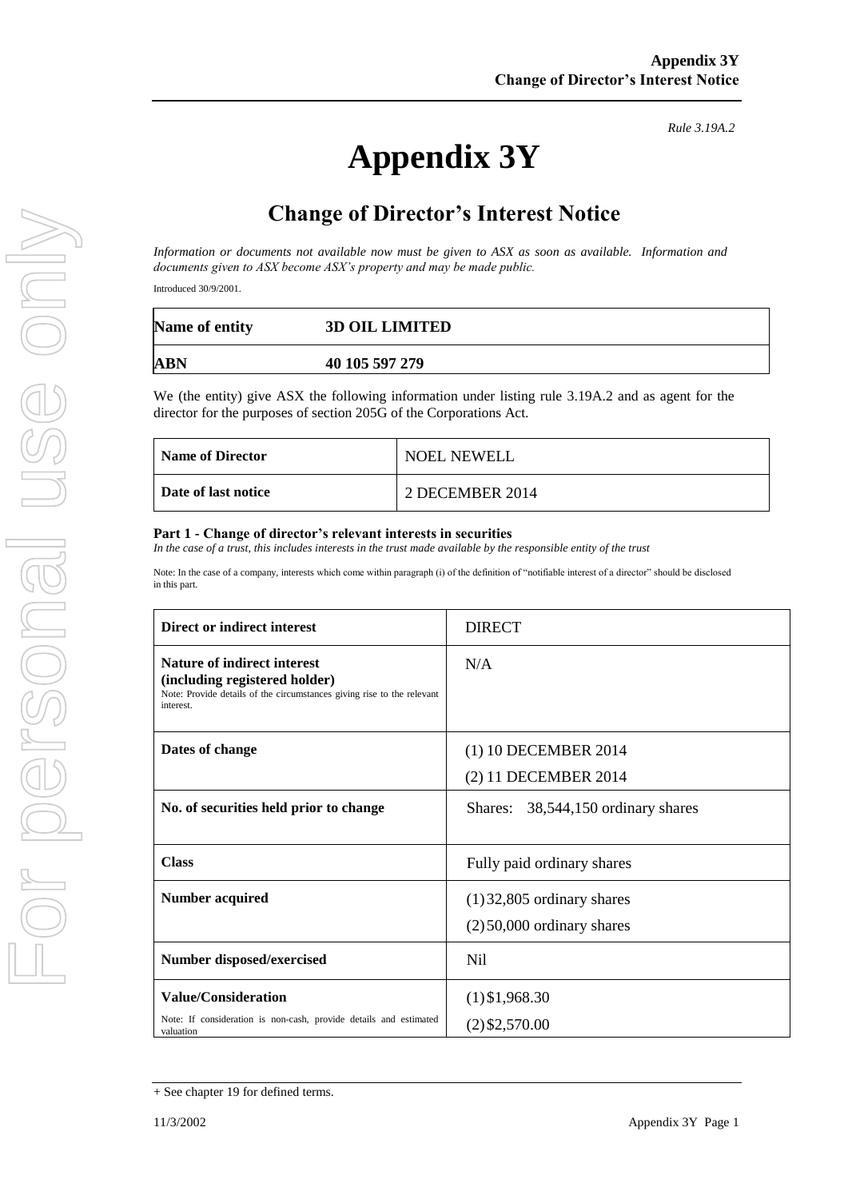*Rule 3.19A.2*

# Appendix 3Y

## Change of Director's Interest Notice

*Information or documents not available now must be given to ASX as soon as available. Information and documents given to ASX become ASX's property and may be made public.*

Introduced 30/9/2001.

| **Name of entity** | **3D OIL LIMITED** |
|---|---|
| **ABN** | **40 105 597 279** |

We (the entity) give ASX the following information under listing rule 3.19A.2 and as agent for the director for the purposes of section 205G of the Corporations Act.

| **Name of Director** | NOEL NEWELL |
|---|---|
| **Date of last notice** | 2 DECEMBER 2014 |

**Part 1 - Change of director's relevant interests in securities**

*In the case of a trust, this includes interests in the trust made available by the responsible entity of the trust*

Note: In the case of a company, interests which come within paragraph (i) of the definition of "notifiable interest of a director" should be disclosed in this part.

| **Direct or indirect interest** | DIRECT |
|---|---|
| **Nature of indirect interest (including registered holder)**<br>Note: Provide details of the circumstances giving rise to the relevant interest. | N/A |
| **Dates of change** | (1) 10 DECEMBER 2014<br>(2) 11 DECEMBER 2014 |
| **No. of securities held prior to change** | Shares: 38,544,150 ordinary shares |
| **Class** | Fully paid ordinary shares |
| **Number acquired** | (1) 32,805 ordinary shares<br>(2) 50,000 ordinary shares |
| **Number disposed/exercised** | Nil |
| **Value/Consideration**<br>Note: If consideration is non-cash, provide details and estimated valuation | (1) $1,968.30<br>(2) $2,570.00 |

+ See chapter 19 for defined terms.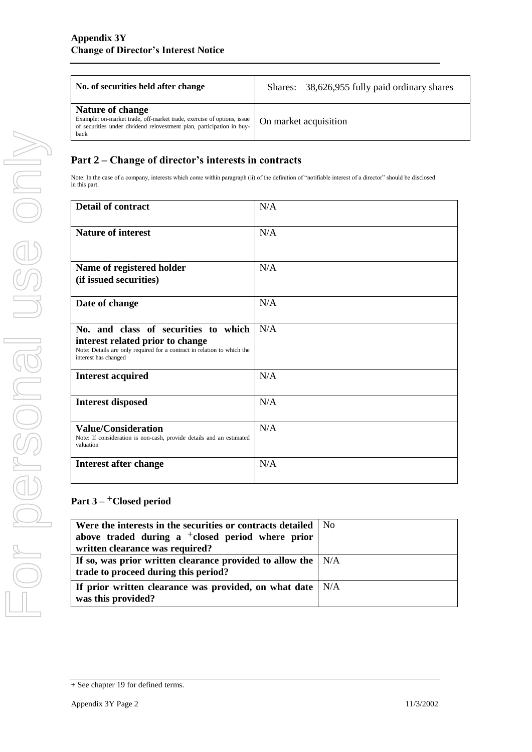| | |
|---|---|
| **No. of securities held after change** | Shares: 38,626,955 fully paid ordinary shares |
| **Nature of change**<br>Example: on-market trade, off-market trade, exercise of options, issue of securities under dividend reinvestment plan, participation in buy-back | On market acquisition |

## Part 2 – Change of director's interests in contracts

Note: In the case of a company, interests which come within paragraph (ii) of the definition of "notifiable interest of a director" should be disclosed in this part.

| | |
|---|---|
| **Detail of contract** | N/A |
| **Nature of interest** | N/A |
| **Name of registered holder (if issued securities)** | N/A |
| **Date of change** | N/A |
| **No. and class of securities to which interest related prior to change**<br>Note: Details are only required for a contract in relation to which the interest has changed | N/A |
| **Interest acquired** | N/A |
| **Interest disposed** | N/A |
| **Value/Consideration**<br>Note: If consideration is non-cash, provide details and an estimated valuation | N/A |
| **Interest after change** | N/A |

## Part 3 – +Closed period

| | |
|---|---|
| **Were the interests in the securities or contracts detailed above traded during a +closed period where prior written clearance was required?** | No |
| **If so, was prior written clearance provided to allow the trade to proceed during this period?** | N/A |
| **If prior written clearance was provided, on what date was this provided?** | N/A |

+ See chapter 19 for defined terms.